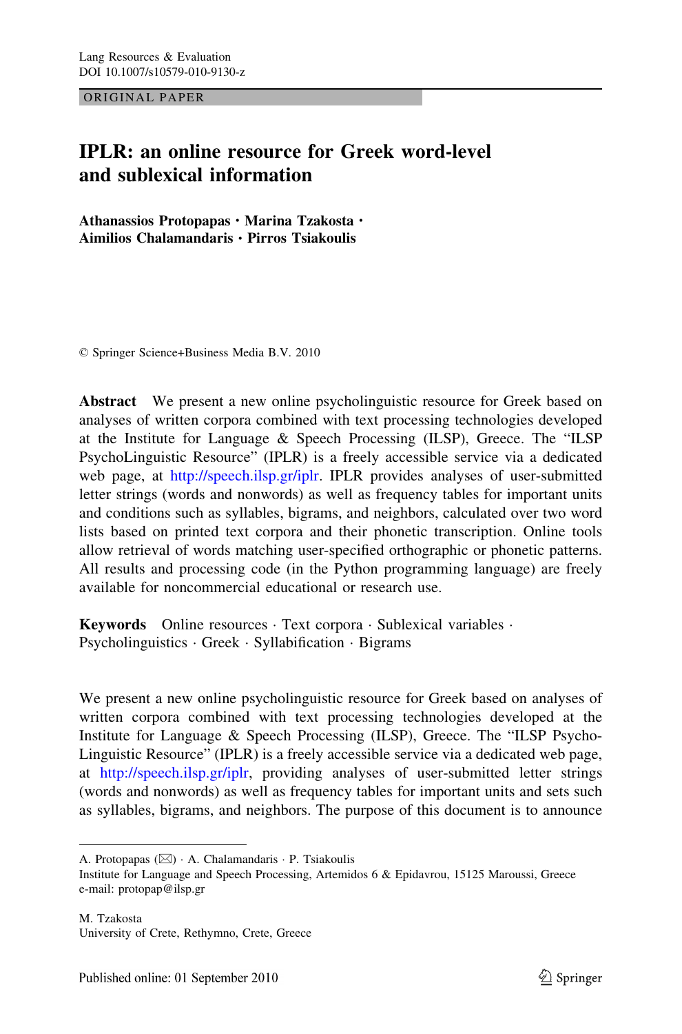ORIGINAL PAPER

# IPLR: an online resource for Greek word-level and sublexical information

**Athanassios Protopapas · Marina Tzakosta · Aimilios Chalamandaris · Pirros Tsiakoulis**

© Springer Science+Business Media B.V. 2010

**Abstract** We present a new online psycholinguistic resource for Greek based on analyses of written corpora combined with text processing technologies developed at the Institute for Language & Speech Processing (ILSP), Greece. The "ILSP PsychoLinguistic Resource" (IPLR) is a freely accessible service via a dedicated web page, at http://speech.ilsp.gr/iplr. IPLR provides analyses of user-submitted letter strings (words and nonwords) as well as frequency tables for important units and conditions such as syllables, bigrams, and neighbors, calculated over two word lists based on printed text corpora and their phonetic transcription. Online tools allow retrieval of words matching user-specified orthographic or phonetic patterns. All results and processing code (in the Python programming language) are freely available for noncommercial educational or research use.

**Keywords** Online resources · Text corpora · Sublexical variables · Psycholinguistics · Greek · Syllabification · Bigrams

We present a new online psycholinguistic resource for Greek based on analyses of written corpora combined with text processing technologies developed at the Institute for Language & Speech Processing (ILSP), Greece. The "ILSP Psycho-Linguistic Resource" (IPLR) is a freely accessible service via a dedicated web page, at http://speech.ilsp.gr/iplr, providing analyses of user-submitted letter strings (words and nonwords) as well as frequency tables for important units and sets such as syllables, bigrams, and neighbors. The purpose of this document is to announce

---

A. Protopapas (✉) · A. Chalamandaris · P. Tsiakoulis
Institute for Language and Speech Processing, Artemidos 6 & Epidavrou, 15125 Maroussi, Greece
e-mail: protopap@ilsp.gr

M. Tzakosta
University of Crete, Rethymno, Crete, Greece

Published online: 01 September 2010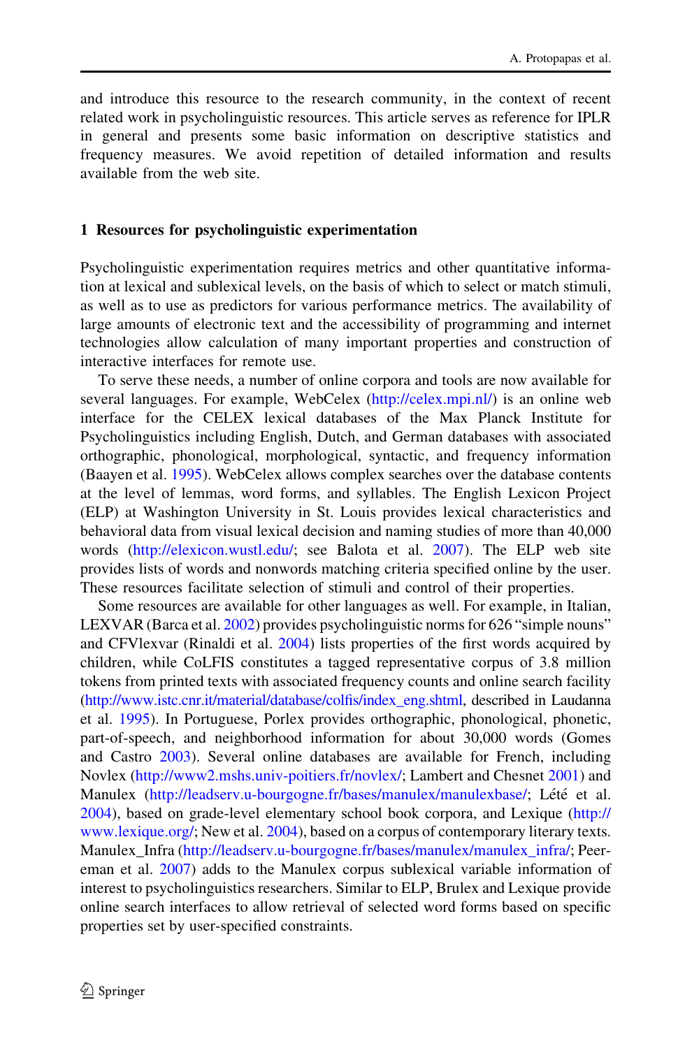and introduce this resource to the research community, in the context of recent related work in psycholinguistic resources. This article serves as reference for IPLR in general and presents some basic information on descriptive statistics and frequency measures. We avoid repetition of detailed information and results available from the web site.

## 1 Resources for psycholinguistic experimentation

Psycholinguistic experimentation requires metrics and other quantitative information at lexical and sublexical levels, on the basis of which to select or match stimuli, as well as to use as predictors for various performance metrics. The availability of large amounts of electronic text and the accessibility of programming and internet technologies allow calculation of many important properties and construction of interactive interfaces for remote use.

To serve these needs, a number of online corpora and tools are now available for several languages. For example, WebCelex (http://celex.mpi.nl/) is an online web interface for the CELEX lexical databases of the Max Planck Institute for Psycholinguistics including English, Dutch, and German databases with associated orthographic, phonological, morphological, syntactic, and frequency information (Baayen et al. 1995). WebCelex allows complex searches over the database contents at the level of lemmas, word forms, and syllables. The English Lexicon Project (ELP) at Washington University in St. Louis provides lexical characteristics and behavioral data from visual lexical decision and naming studies of more than 40,000 words (http://elexicon.wustl.edu/; see Balota et al. 2007). The ELP web site provides lists of words and nonwords matching criteria specified online by the user. These resources facilitate selection of stimuli and control of their properties.

Some resources are available for other languages as well. For example, in Italian, LEXVAR (Barca et al. 2002) provides psycholinguistic norms for 626 "simple nouns" and CFVlexvar (Rinaldi et al. 2004) lists properties of the first words acquired by children, while CoLFIS constitutes a tagged representative corpus of 3.8 million tokens from printed texts with associated frequency counts and online search facility (http://www.istc.cnr.it/material/database/colfis/index_eng.shtml, described in Laudanna et al. 1995). In Portuguese, Porlex provides orthographic, phonological, phonetic, part-of-speech, and neighborhood information for about 30,000 words (Gomes and Castro 2003). Several online databases are available for French, including Novlex (http://www2.mshs.univ-poitiers.fr/novlex/; Lambert and Chesnet 2001) and Manulex (http://leadserv.u-bourgogne.fr/bases/manulex/manulexbase/; Lété et al. 2004), based on grade-level elementary school book corpora, and Lexique (http://www.lexique.org/; New et al. 2004), based on a corpus of contemporary literary texts. Manulex_Infra (http://leadserv.u-bourgogne.fr/bases/manulex/manulex_infra/; Peereman et al. 2007) adds to the Manulex corpus sublexical variable information of interest to psycholinguistics researchers. Similar to ELP, Brulex and Lexique provide online search interfaces to allow retrieval of selected word forms based on specific properties set by user-specified constraints.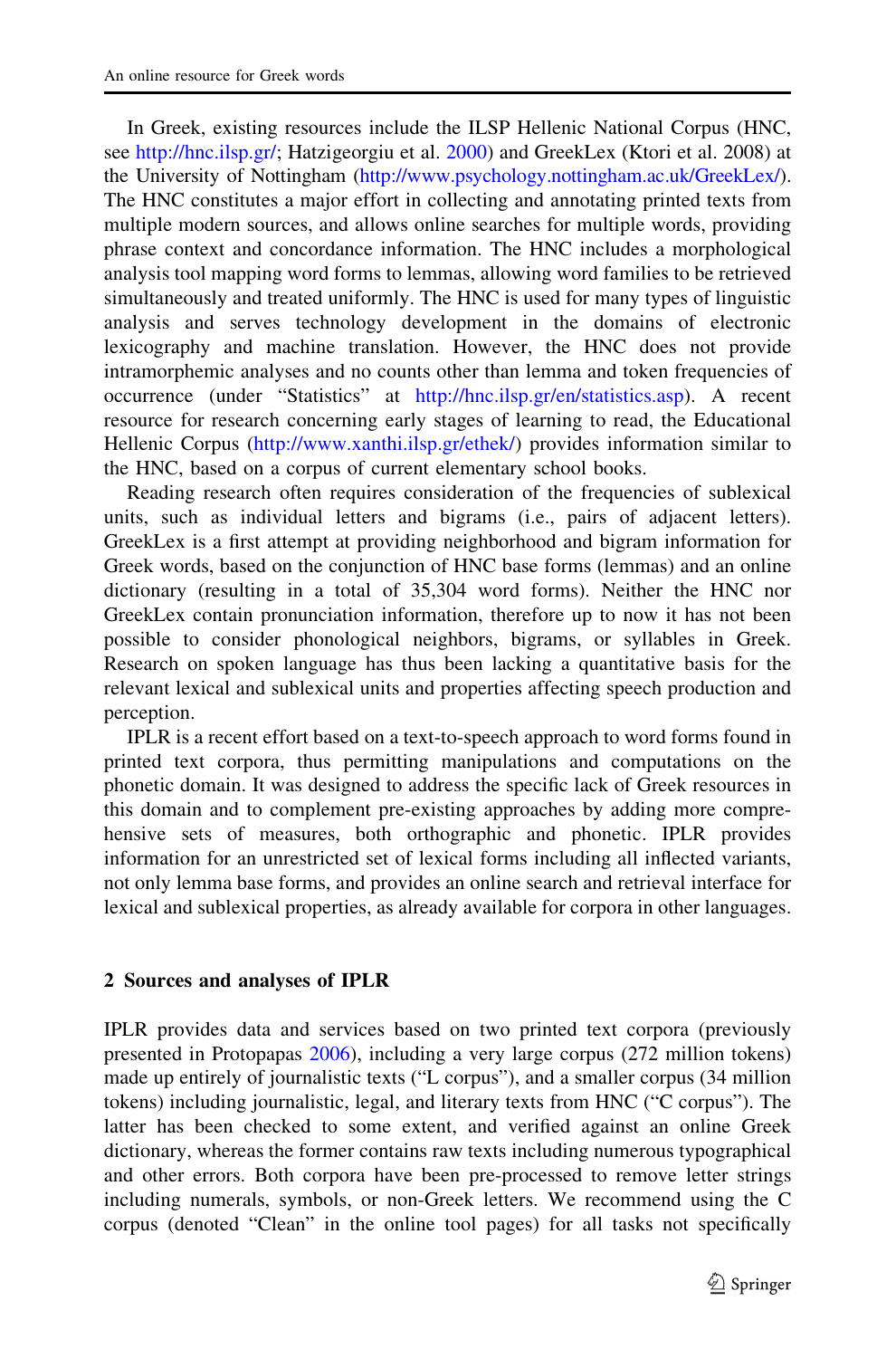In Greek, existing resources include the ILSP Hellenic National Corpus (HNC, see http://hnc.ilsp.gr/; Hatzigeorgiu et al. 2000) and GreekLex (Ktori et al. 2008) at the University of Nottingham (http://www.psychology.nottingham.ac.uk/GreekLex/). The HNC constitutes a major effort in collecting and annotating printed texts from multiple modern sources, and allows online searches for multiple words, providing phrase context and concordance information. The HNC includes a morphological analysis tool mapping word forms to lemmas, allowing word families to be retrieved simultaneously and treated uniformly. The HNC is used for many types of linguistic analysis and serves technology development in the domains of electronic lexicography and machine translation. However, the HNC does not provide intramorphemic analyses and no counts other than lemma and token frequencies of occurrence (under "Statistics" at http://hnc.ilsp.gr/en/statistics.asp). A recent resource for research concerning early stages of learning to read, the Educational Hellenic Corpus (http://www.xanthi.ilsp.gr/ethek/) provides information similar to the HNC, based on a corpus of current elementary school books.

Reading research often requires consideration of the frequencies of sublexical units, such as individual letters and bigrams (i.e., pairs of adjacent letters). GreekLex is a first attempt at providing neighborhood and bigram information for Greek words, based on the conjunction of HNC base forms (lemmas) and an online dictionary (resulting in a total of 35,304 word forms). Neither the HNC nor GreekLex contain pronunciation information, therefore up to now it has not been possible to consider phonological neighbors, bigrams, or syllables in Greek. Research on spoken language has thus been lacking a quantitative basis for the relevant lexical and sublexical units and properties affecting speech production and perception.

IPLR is a recent effort based on a text-to-speech approach to word forms found in printed text corpora, thus permitting manipulations and computations on the phonetic domain. It was designed to address the specific lack of Greek resources in this domain and to complement pre-existing approaches by adding more comprehensive sets of measures, both orthographic and phonetic. IPLR provides information for an unrestricted set of lexical forms including all inflected variants, not only lemma base forms, and provides an online search and retrieval interface for lexical and sublexical properties, as already available for corpora in other languages.

## 2 Sources and analyses of IPLR

IPLR provides data and services based on two printed text corpora (previously presented in Protopapas 2006), including a very large corpus (272 million tokens) made up entirely of journalistic texts ("L corpus"), and a smaller corpus (34 million tokens) including journalistic, legal, and literary texts from HNC ("C corpus"). The latter has been checked to some extent, and verified against an online Greek dictionary, whereas the former contains raw texts including numerous typographical and other errors. Both corpora have been pre-processed to remove letter strings including numerals, symbols, or non-Greek letters. We recommend using the C corpus (denoted "Clean" in the online tool pages) for all tasks not specifically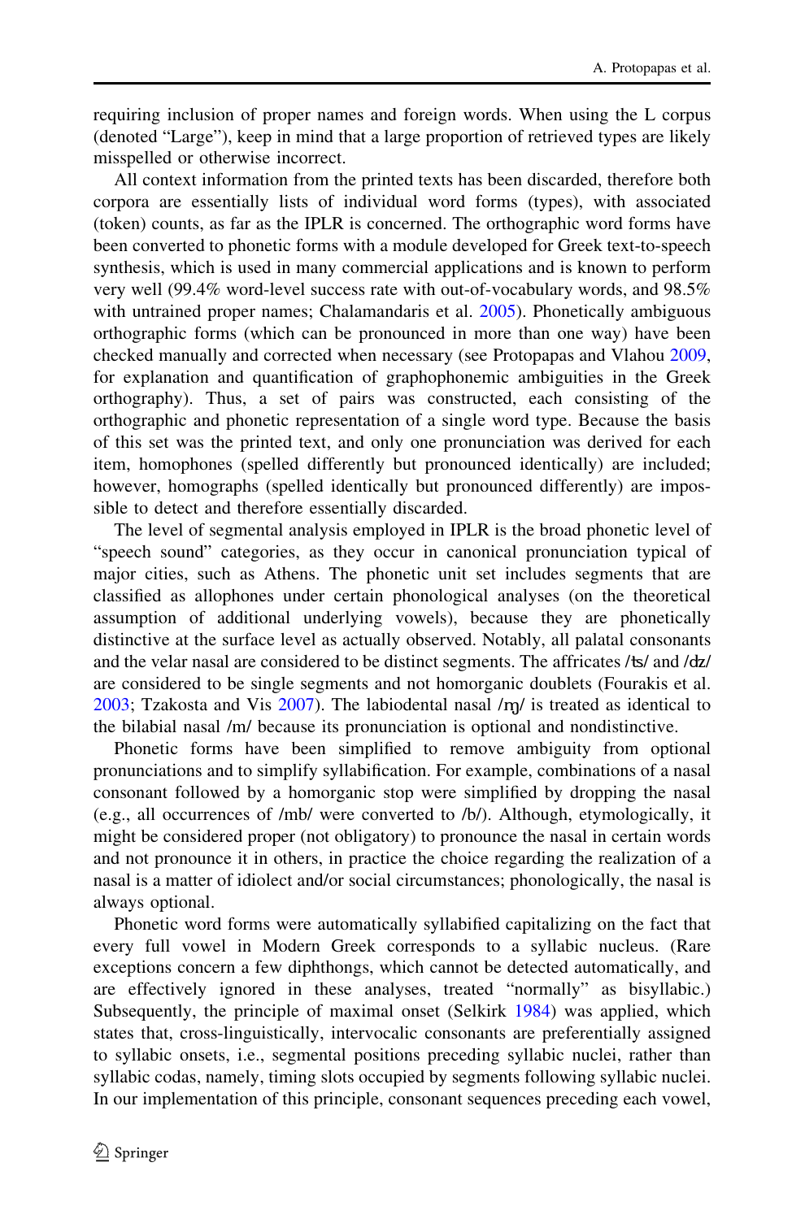requiring inclusion of proper names and foreign words. When using the L corpus (denoted "Large"), keep in mind that a large proportion of retrieved types are likely misspelled or otherwise incorrect.

All context information from the printed texts has been discarded, therefore both corpora are essentially lists of individual word forms (types), with associated (token) counts, as far as the IPLR is concerned. The orthographic word forms have been converted to phonetic forms with a module developed for Greek text-to-speech synthesis, which is used in many commercial applications and is known to perform very well (99.4% word-level success rate with out-of-vocabulary words, and 98.5% with untrained proper names; Chalamandaris et al. 2005). Phonetically ambiguous orthographic forms (which can be pronounced in more than one way) have been checked manually and corrected when necessary (see Protopapas and Vlahou 2009, for explanation and quantification of graphophonemic ambiguities in the Greek orthography). Thus, a set of pairs was constructed, each consisting of the orthographic and phonetic representation of a single word type. Because the basis of this set was the printed text, and only one pronunciation was derived for each item, homophones (spelled differently but pronounced identically) are included; however, homographs (spelled identically but pronounced differently) are impossible to detect and therefore essentially discarded.

The level of segmental analysis employed in IPLR is the broad phonetic level of "speech sound" categories, as they occur in canonical pronunciation typical of major cities, such as Athens. The phonetic unit set includes segments that are classified as allophones under certain phonological analyses (on the theoretical assumption of additional underlying vowels), because they are phonetically distinctive at the surface level as actually observed. Notably, all palatal consonants and the velar nasal are considered to be distinct segments. The affricates /ʦ/ and /ʣ/ are considered to be single segments and not homorganic doublets (Fourakis et al. 2003; Tzakosta and Vis 2007). The labiodental nasal /ɱ/ is treated as identical to the bilabial nasal /m/ because its pronunciation is optional and nondistinctive.

Phonetic forms have been simplified to remove ambiguity from optional pronunciations and to simplify syllabification. For example, combinations of a nasal consonant followed by a homorganic stop were simplified by dropping the nasal (e.g., all occurrences of /mb/ were converted to /b/). Although, etymologically, it might be considered proper (not obligatory) to pronounce the nasal in certain words and not pronounce it in others, in practice the choice regarding the realization of a nasal is a matter of idiolect and/or social circumstances; phonologically, the nasal is always optional.

Phonetic word forms were automatically syllabified capitalizing on the fact that every full vowel in Modern Greek corresponds to a syllabic nucleus. (Rare exceptions concern a few diphthongs, which cannot be detected automatically, and are effectively ignored in these analyses, treated "normally" as bisyllabic.) Subsequently, the principle of maximal onset (Selkirk 1984) was applied, which states that, cross-linguistically, intervocalic consonants are preferentially assigned to syllabic onsets, i.e., segmental positions preceding syllabic nuclei, rather than syllabic codas, namely, timing slots occupied by segments following syllabic nuclei. In our implementation of this principle, consonant sequences preceding each vowel,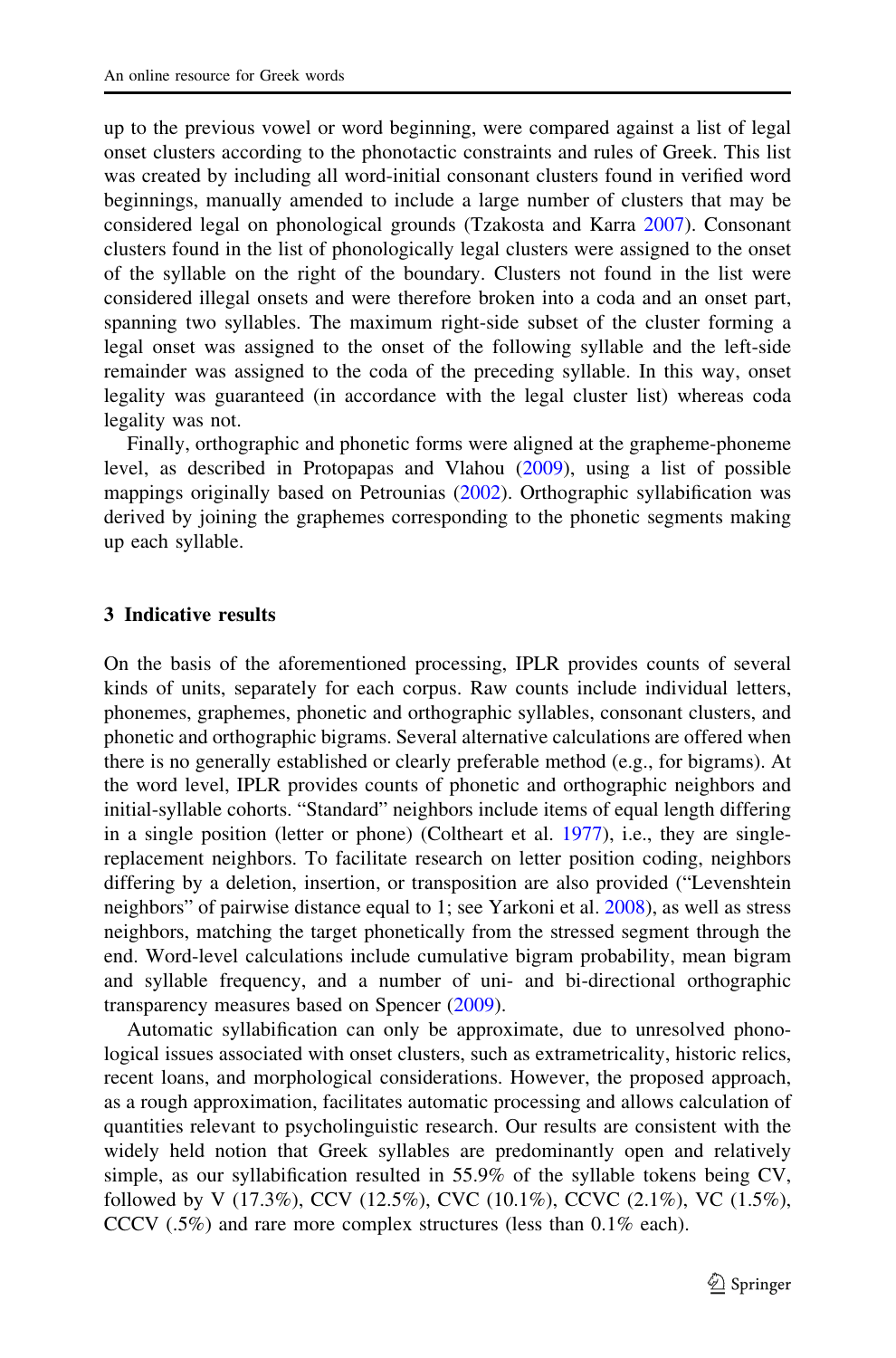up to the previous vowel or word beginning, were compared against a list of legal onset clusters according to the phonotactic constraints and rules of Greek. This list was created by including all word-initial consonant clusters found in verified word beginnings, manually amended to include a large number of clusters that may be considered legal on phonological grounds (Tzakosta and Karra 2007). Consonant clusters found in the list of phonologically legal clusters were assigned to the onset of the syllable on the right of the boundary. Clusters not found in the list were considered illegal onsets and were therefore broken into a coda and an onset part, spanning two syllables. The maximum right-side subset of the cluster forming a legal onset was assigned to the onset of the following syllable and the left-side remainder was assigned to the coda of the preceding syllable. In this way, onset legality was guaranteed (in accordance with the legal cluster list) whereas coda legality was not.

Finally, orthographic and phonetic forms were aligned at the grapheme-phoneme level, as described in Protopapas and Vlahou (2009), using a list of possible mappings originally based on Petrounias (2002). Orthographic syllabification was derived by joining the graphemes corresponding to the phonetic segments making up each syllable.

## 3 Indicative results

On the basis of the aforementioned processing, IPLR provides counts of several kinds of units, separately for each corpus. Raw counts include individual letters, phonemes, graphemes, phonetic and orthographic syllables, consonant clusters, and phonetic and orthographic bigrams. Several alternative calculations are offered when there is no generally established or clearly preferable method (e.g., for bigrams). At the word level, IPLR provides counts of phonetic and orthographic neighbors and initial-syllable cohorts. "Standard" neighbors include items of equal length differing in a single position (letter or phone) (Coltheart et al. 1977), i.e., they are single-replacement neighbors. To facilitate research on letter position coding, neighbors differing by a deletion, insertion, or transposition are also provided ("Levenshtein neighbors" of pairwise distance equal to 1; see Yarkoni et al. 2008), as well as stress neighbors, matching the target phonetically from the stressed segment through the end. Word-level calculations include cumulative bigram probability, mean bigram and syllable frequency, and a number of uni- and bi-directional orthographic transparency measures based on Spencer (2009).

Automatic syllabification can only be approximate, due to unresolved phonological issues associated with onset clusters, such as extrametricality, historic relics, recent loans, and morphological considerations. However, the proposed approach, as a rough approximation, facilitates automatic processing and allows calculation of quantities relevant to psycholinguistic research. Our results are consistent with the widely held notion that Greek syllables are predominantly open and relatively simple, as our syllabification resulted in 55.9% of the syllable tokens being CV, followed by V (17.3%), CCV (12.5%), CVC (10.1%), CCVC (2.1%), VC (1.5%), CCCV (.5%) and rare more complex structures (less than 0.1% each).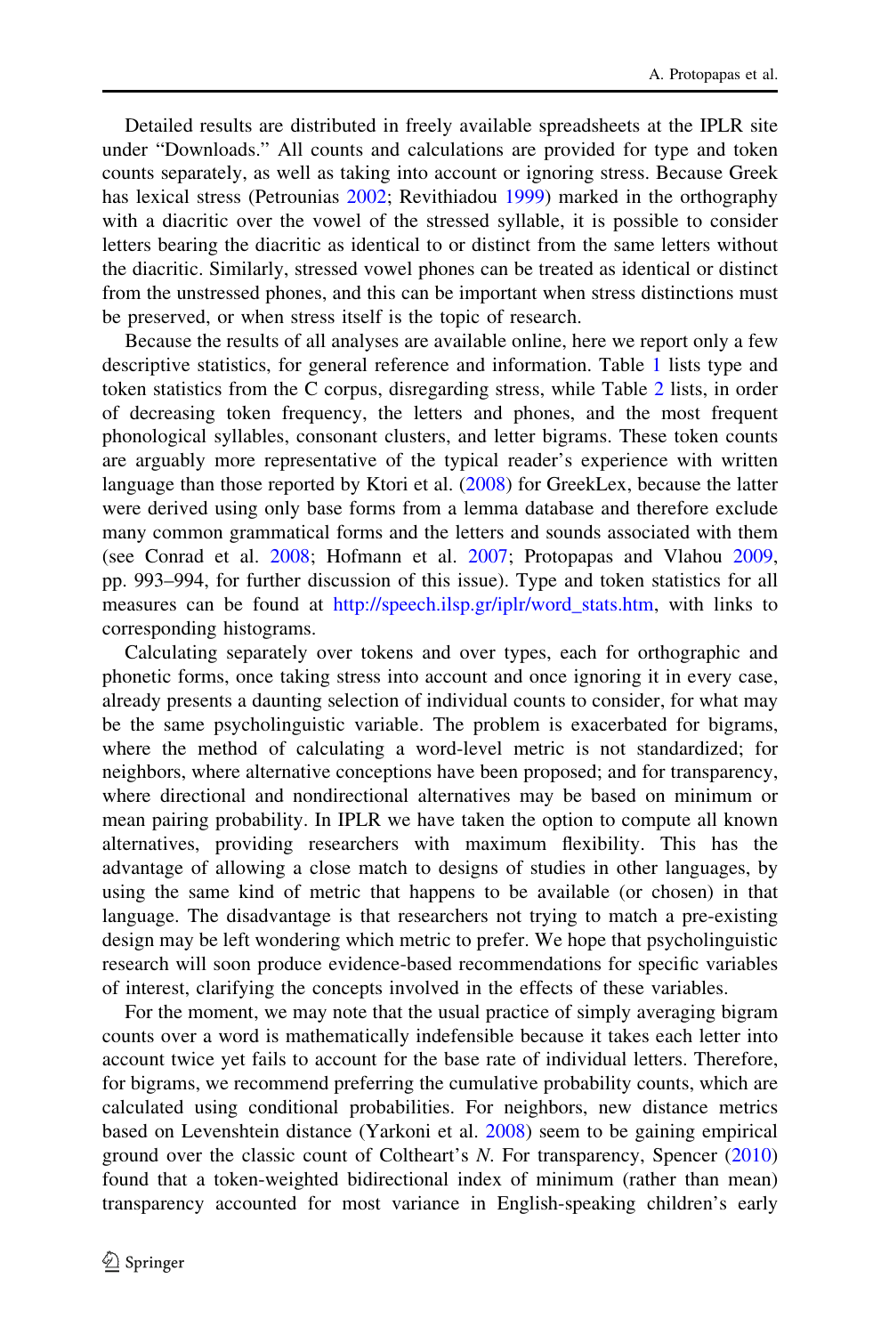Detailed results are distributed in freely available spreadsheets at the IPLR site under "Downloads." All counts and calculations are provided for type and token counts separately, as well as taking into account or ignoring stress. Because Greek has lexical stress (Petrounias 2002; Revithiadou 1999) marked in the orthography with a diacritic over the vowel of the stressed syllable, it is possible to consider letters bearing the diacritic as identical to or distinct from the same letters without the diacritic. Similarly, stressed vowel phones can be treated as identical or distinct from the unstressed phones, and this can be important when stress distinctions must be preserved, or when stress itself is the topic of research.

Because the results of all analyses are available online, here we report only a few descriptive statistics, for general reference and information. Table 1 lists type and token statistics from the C corpus, disregarding stress, while Table 2 lists, in order of decreasing token frequency, the letters and phones, and the most frequent phonological syllables, consonant clusters, and letter bigrams. These token counts are arguably more representative of the typical reader's experience with written language than those reported by Ktori et al. (2008) for GreekLex, because the latter were derived using only base forms from a lemma database and therefore exclude many common grammatical forms and the letters and sounds associated with them (see Conrad et al. 2008; Hofmann et al. 2007; Protopapas and Vlahou 2009, pp. 993–994, for further discussion of this issue). Type and token statistics for all measures can be found at http://speech.ilsp.gr/iplr/word_stats.htm, with links to corresponding histograms.

Calculating separately over tokens and over types, each for orthographic and phonetic forms, once taking stress into account and once ignoring it in every case, already presents a daunting selection of individual counts to consider, for what may be the same psycholinguistic variable. The problem is exacerbated for bigrams, where the method of calculating a word-level metric is not standardized; for neighbors, where alternative conceptions have been proposed; and for transparency, where directional and nondirectional alternatives may be based on minimum or mean pairing probability. In IPLR we have taken the option to compute all known alternatives, providing researchers with maximum flexibility. This has the advantage of allowing a close match to designs of studies in other languages, by using the same kind of metric that happens to be available (or chosen) in that language. The disadvantage is that researchers not trying to match a pre-existing design may be left wondering which metric to prefer. We hope that psycholinguistic research will soon produce evidence-based recommendations for specific variables of interest, clarifying the concepts involved in the effects of these variables.

For the moment, we may note that the usual practice of simply averaging bigram counts over a word is mathematically indefensible because it takes each letter into account twice yet fails to account for the base rate of individual letters. Therefore, for bigrams, we recommend preferring the cumulative probability counts, which are calculated using conditional probabilities. For neighbors, new distance metrics based on Levenshtein distance (Yarkoni et al. 2008) seem to be gaining empirical ground over the classic count of Coltheart's *N*. For transparency, Spencer (2010) found that a token-weighted bidirectional index of minimum (rather than mean) transparency accounted for most variance in English-speaking children's early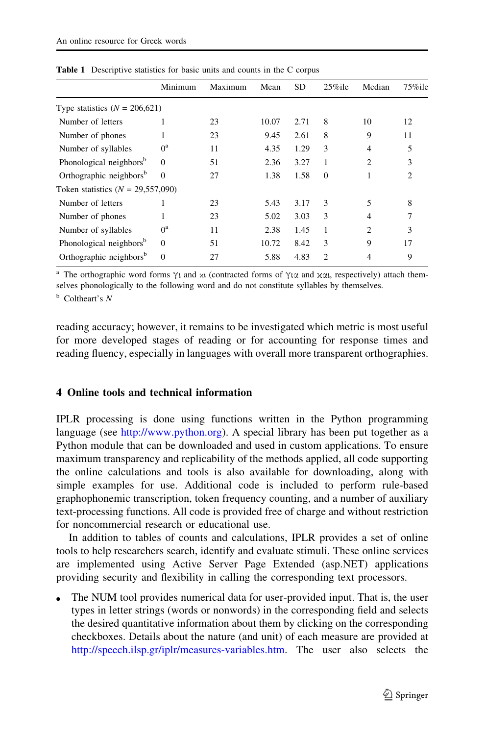**Table 1** Descriptive statistics for basic units and counts in the C corpus

| | Minimum | Maximum | Mean | SD | 25%ile | Median | 75%ile |
|---|---|---|---|---|---|---|---|
| Type statistics ($N$ = 206,621) | | | | | | | |
| Number of letters | 1 | 23 | 10.07 | 2.71 | 8 | 10 | 12 |
| Number of phones | 1 | 23 | 9.45 | 2.61 | 8 | 9 | 11 |
| Number of syllables | 0[a] | 11 | 4.35 | 1.29 | 3 | 4 | 5 |
| Phonological neighbors[b] | 0 | 51 | 2.36 | 3.27 | 1 | 2 | 3 |
| Orthographic neighbors[b] | 0 | 27 | 1.38 | 1.58 | 0 | 1 | 2 |
| Token statistics ($N$ = 29,557,090) | | | | | | | |
| Number of letters | 1 | 23 | 5.43 | 3.17 | 3 | 5 | 8 |
| Number of phones | 1 | 23 | 5.02 | 3.03 | 3 | 4 | 7 |
| Number of syllables | 0[a] | 11 | 2.38 | 1.45 | 1 | 2 | 3 |
| Phonological neighbors[b] | 0 | 51 | 10.72 | 8.42 | 3 | 9 | 17 |
| Orthographic neighbors[b] | 0 | 27 | 5.88 | 4.83 | 2 | 4 | 9 |

[a] The orthographic word forms γι and χι (contracted forms of για and χαι, respectively) attach themselves phonologically to the following word and do not constitute syllables by themselves.

[b] Coltheart's $N$

reading accuracy; however, it remains to be investigated which metric is most useful for more developed stages of reading or for accounting for response times and reading fluency, especially in languages with overall more transparent orthographies.

## 4 Online tools and technical information

IPLR processing is done using functions written in the Python programming language (see http://www.python.org). A special library has been put together as a Python module that can be downloaded and used in custom applications. To ensure maximum transparency and replicability of the methods applied, all code supporting the online calculations and tools is also available for downloading, along with simple examples for use. Additional code is included to perform rule-based graphophonemic transcription, token frequency counting, and a number of auxiliary text-processing functions. All code is provided free of charge and without restriction for noncommercial research or educational use.

In addition to tables of counts and calculations, IPLR provides a set of online tools to help researchers search, identify and evaluate stimuli. These online services are implemented using Active Server Page Extended (asp.NET) applications providing security and flexibility in calling the corresponding text processors.

- The NUM tool provides numerical data for user-provided input. That is, the user types in letter strings (words or nonwords) in the corresponding field and selects the desired quantitative information about them by clicking on the corresponding checkboxes. Details about the nature (and unit) of each measure are provided at http://speech.ilsp.gr/iplr/measures-variables.htm. The user also selects the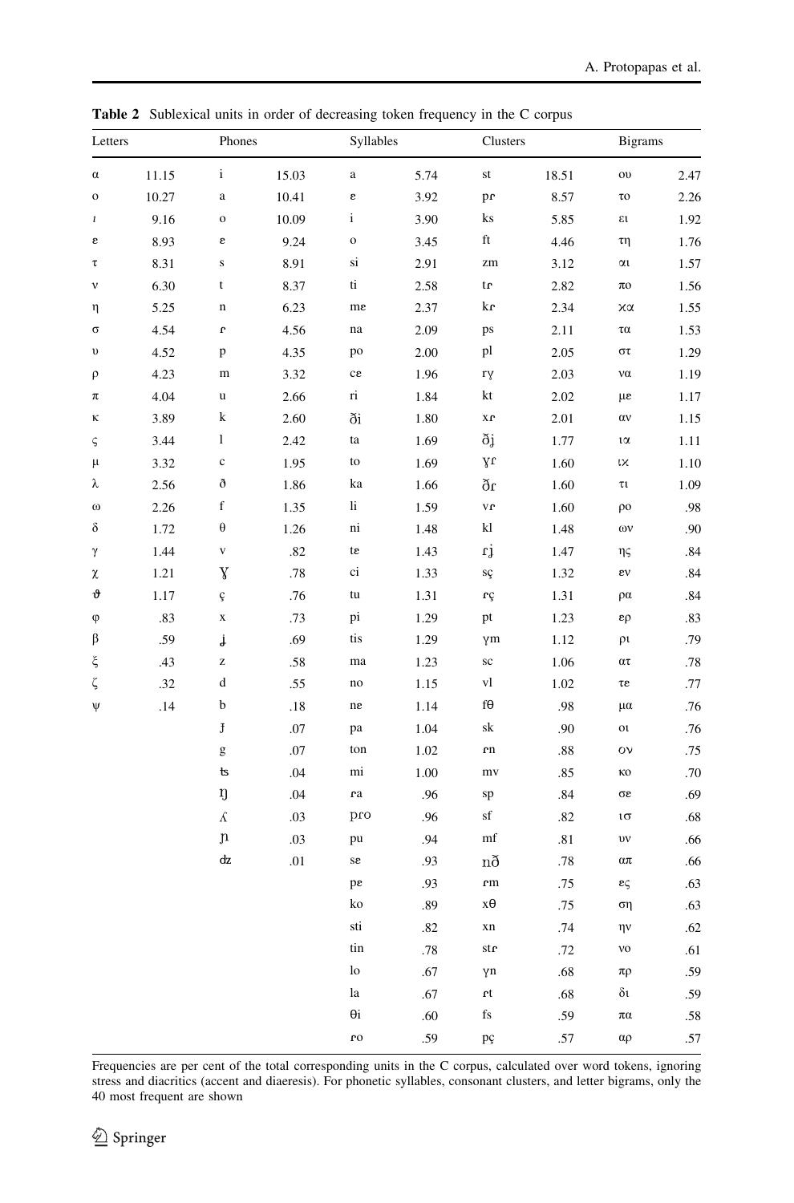**Table 2** Sublexical units in order of decreasing token frequency in the C corpus

| Letters | | Phones | | Syllables | | Clusters | | Bigrams | |
|---|---|---|---|---|---|---|---|---|---|
| α | 11.15 | i | 15.03 | a | 5.74 | st | 18.51 | ου | 2.47 |
| ο | 10.27 | a | 10.41 | ɛ | 3.92 | pɾ | 8.57 | το | 2.26 |
| ι | 9.16 | o | 10.09 | i | 3.90 | ks | 5.85 | ει | 1.92 |
| ε | 8.93 | ɛ | 9.24 | o | 3.45 | ft | 4.46 | τη | 1.76 |
| τ | 8.31 | s | 8.91 | si | 2.91 | zm | 3.12 | αι | 1.57 |
| ν | 6.30 | t | 8.37 | ti | 2.58 | tɾ | 2.82 | πο | 1.56 |
| η | 5.25 | n | 6.23 | mɛ | 2.37 | kɾ | 2.34 | κα | 1.55 |
| σ | 4.54 | ɾ | 4.56 | na | 2.09 | ps | 2.11 | τα | 1.53 |
| υ | 4.52 | p | 4.35 | po | 2.00 | pl | 2.05 | στ | 1.29 |
| ρ | 4.23 | m | 3.32 | cɛ | 1.96 | ɾɣ | 2.03 | να | 1.19 |
| π | 4.04 | u | 2.66 | ri | 1.84 | kt | 2.02 | με | 1.17 |
| κ | 3.89 | k | 2.60 | ði | 1.80 | xɾ | 2.01 | αν | 1.15 |
| ς | 3.44 | l | 2.42 | ta | 1.69 | ðj | 1.77 | ια | 1.11 |
| μ | 3.32 | c | 1.95 | to | 1.69 | ɣɾ | 1.60 | ικ | 1.10 |
| λ | 2.56 | ð | 1.86 | ka | 1.66 | ðɾ | 1.60 | τι | 1.09 |
| ω | 2.26 | f | 1.35 | li | 1.59 | vɾ | 1.60 | ρο | .98 |
| δ | 1.72 | θ | 1.26 | ni | 1.48 | kl | 1.48 | ων | .90 |
| γ | 1.44 | v | .82 | tɛ | 1.43 | ɾj | 1.47 | ης | .84 |
| χ | 1.21 | ɣ | .78 | ci | 1.33 | sç | 1.32 | εν | .84 |
| ϑ | 1.17 | ç | .76 | tu | 1.31 | ɾç | 1.31 | ρα | .84 |
| φ | .83 | x | .73 | pi | 1.29 | pt | 1.23 | ερ | .83 |
| β | .59 | ʝ | .69 | tis | 1.29 | ɣm | 1.12 | ρι | .79 |
| ξ | .43 | z | .58 | ma | 1.23 | sc | 1.06 | ατ | .78 |
| ζ | .32 | d | .55 | no | 1.15 | vl | 1.02 | τε | .77 |
| ψ | .14 | b | .18 | nɛ | 1.14 | fθ | .98 | μα | .76 |
| | | ɟ | .07 | pa | 1.04 | sk | .90 | οι | .76 |
| | | g | .07 | ton | 1.02 | ɾn | .88 | ον | .75 |
| | | ʦ | .04 | mi | 1.00 | mv | .85 | κο | .70 |
| | | ŋ | .04 | ɾa | .96 | sp | .84 | σε | .69 |
| | | ʎ | .03 | pɾo | .96 | sf | .82 | ισ | .68 |
| | | ɲ | .03 | pu | .94 | mf | .81 | υν | .66 |
| | | ʣ | .01 | sɛ | .93 | nð | .78 | απ | .66 |
| | | | | pɛ | .93 | ɾm | .75 | ες | .63 |
| | | | | ko | .89 | xθ | .75 | ση | .63 |
| | | | | sti | .82 | xn | .74 | ην | .62 |
| | | | | tin | .78 | stɾ | .72 | νο | .61 |
| | | | | lo | .67 | ɣn | .68 | πρ | .59 |
| | | | | la | .67 | ɾt | .68 | δι | .59 |
| | | | | θi | .60 | fs | .59 | πα | .58 |
| | | | | ɾo | .59 | pç | .57 | αρ | .57 |

Frequencies are per cent of the total corresponding units in the C corpus, calculated over word tokens, ignoring stress and diacritics (accent and diaeresis). For phonetic syllables, consonant clusters, and letter bigrams, only the 40 most frequent are shown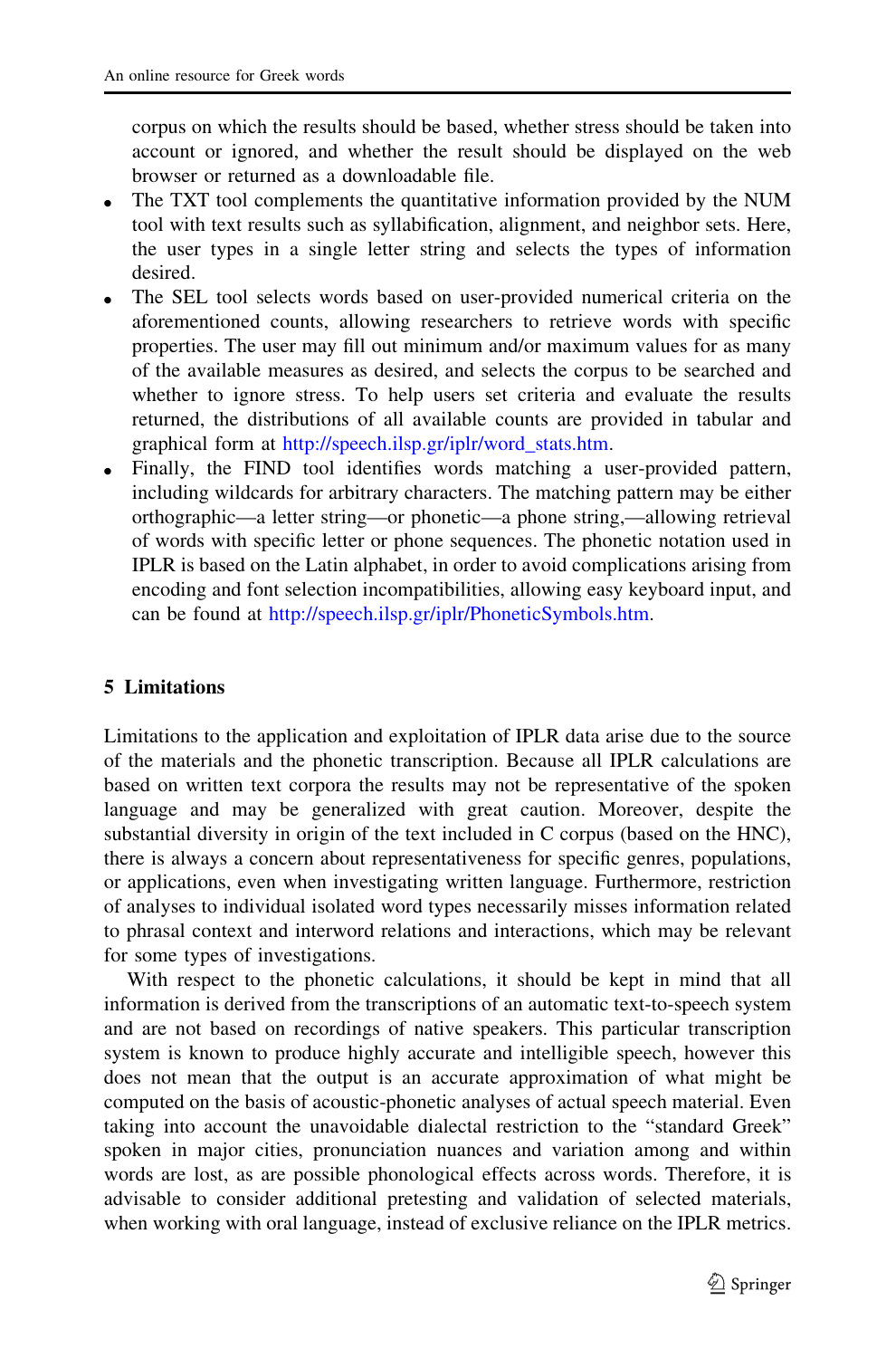corpus on which the results should be based, whether stress should be taken into account or ignored, and whether the result should be displayed on the web browser or returned as a downloadable file.

- The TXT tool complements the quantitative information provided by the NUM tool with text results such as syllabification, alignment, and neighbor sets. Here, the user types in a single letter string and selects the types of information desired.
- The SEL tool selects words based on user-provided numerical criteria on the aforementioned counts, allowing researchers to retrieve words with specific properties. The user may fill out minimum and/or maximum values for as many of the available measures as desired, and selects the corpus to be searched and whether to ignore stress. To help users set criteria and evaluate the results returned, the distributions of all available counts are provided in tabular and graphical form at http://speech.ilsp.gr/iplr/word_stats.htm.
- Finally, the FIND tool identifies words matching a user-provided pattern, including wildcards for arbitrary characters. The matching pattern may be either orthographic—a letter string—or phonetic—a phone string,—allowing retrieval of words with specific letter or phone sequences. The phonetic notation used in IPLR is based on the Latin alphabet, in order to avoid complications arising from encoding and font selection incompatibilities, allowing easy keyboard input, and can be found at http://speech.ilsp.gr/iplr/PhoneticSymbols.htm.

## 5 Limitations

Limitations to the application and exploitation of IPLR data arise due to the source of the materials and the phonetic transcription. Because all IPLR calculations are based on written text corpora the results may not be representative of the spoken language and may be generalized with great caution. Moreover, despite the substantial diversity in origin of the text included in C corpus (based on the HNC), there is always a concern about representativeness for specific genres, populations, or applications, even when investigating written language. Furthermore, restriction of analyses to individual isolated word types necessarily misses information related to phrasal context and interword relations and interactions, which may be relevant for some types of investigations.

With respect to the phonetic calculations, it should be kept in mind that all information is derived from the transcriptions of an automatic text-to-speech system and are not based on recordings of native speakers. This particular transcription system is known to produce highly accurate and intelligible speech, however this does not mean that the output is an accurate approximation of what might be computed on the basis of acoustic-phonetic analyses of actual speech material. Even taking into account the unavoidable dialectal restriction to the "standard Greek" spoken in major cities, pronunciation nuances and variation among and within words are lost, as are possible phonological effects across words. Therefore, it is advisable to consider additional pretesting and validation of selected materials, when working with oral language, instead of exclusive reliance on the IPLR metrics.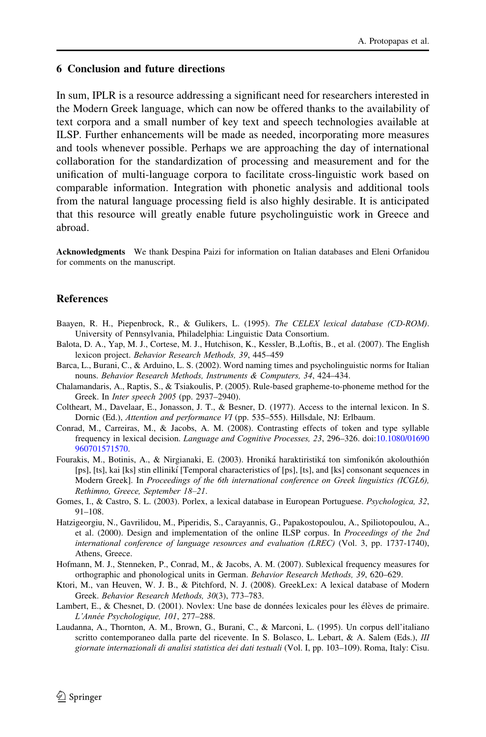## 6 Conclusion and future directions

In sum, IPLR is a resource addressing a significant need for researchers interested in the Modern Greek language, which can now be offered thanks to the availability of text corpora and a small number of key text and speech technologies available at ILSP. Further enhancements will be made as needed, incorporating more measures and tools whenever possible. Perhaps we are approaching the day of international collaboration for the standardization of processing and measurement and for the unification of multi-language corpora to facilitate cross-linguistic work based on comparable information. Integration with phonetic analysis and additional tools from the natural language processing field is also highly desirable. It is anticipated that this resource will greatly enable future psycholinguistic work in Greece and abroad.

**Acknowledgments** We thank Despina Paizi for information on Italian databases and Eleni Orfanidou for comments on the manuscript.

## References

Baayen, R. H., Piepenbrock, R., & Gulikers, L. (1995). *The CELEX lexical database (CD-ROM)*. University of Pennsylvania, Philadelphia: Linguistic Data Consortium.

Balota, D. A., Yap, M. J., Cortese, M. J., Hutchison, K., Kessler, B.,Loftis, B., et al. (2007). The English lexicon project. *Behavior Research Methods, 39*, 445–459

Barca, L., Burani, C., & Arduino, L. S. (2002). Word naming times and psycholinguistic norms for Italian nouns. *Behavior Research Methods, Instruments & Computers, 34*, 424–434.

Chalamandaris, A., Raptis, S., & Tsiakoulis, P. (2005). Rule-based grapheme-to-phoneme method for the Greek. In *Inter speech 2005* (pp. 2937–2940).

Coltheart, M., Davelaar, E., Jonasson, J. T., & Besner, D. (1977). Access to the internal lexicon. In S. Dornic (Ed.), *Attention and performance VI* (pp. 535–555). Hillsdale, NJ: Erlbaum.

Conrad, M., Carreiras, M., & Jacobs, A. M. (2008). Contrasting effects of token and type syllable frequency in lexical decision. *Language and Cognitive Processes, 23*, 296–326. doi:10.1080/01690960701571570.

Fourakis, M., Botinis, A., & Nirgianaki, E. (2003). Hroniká haraktiristiká ton simfonikón akolouthión [ps], [ts], kai [ks] stin ellinikí [Temporal characteristics of [ps], [ts], and [ks] consonant sequences in Modern Greek]. In *Proceedings of the 6th international conference on Greek linguistics (ICGL6), Rethimno, Greece, September 18–21*.

Gomes, I., & Castro, S. L. (2003). Porlex, a lexical database in European Portuguese. *Psychologica, 32*, 91–108.

Hatzigeorgiu, N., Gavrilidou, M., Piperidis, S., Carayannis, G., Papakostopoulou, A., Spiliotopoulou, A., et al. (2000). Design and implementation of the online ILSP corpus. In *Proceedings of the 2nd international conference of language resources and evaluation (LREC)* (Vol. 3, pp. 1737-1740), Athens, Greece.

Hofmann, M. J., Stenneken, P., Conrad, M., & Jacobs, A. M. (2007). Sublexical frequency measures for orthographic and phonological units in German. *Behavior Research Methods, 39*, 620–629.

Ktori, M., van Heuven, W. J. B., & Pitchford, N. J. (2008). GreekLex: A lexical database of Modern Greek. *Behavior Research Methods, 30*(3), 773–783.

Lambert, E., & Chesnet, D. (2001). Novlex: Une base de données lexicales pour les élèves de primaire. *L'Année Psychologique, 101*, 277–288.

Laudanna, A., Thornton, A. M., Brown, G., Burani, C., & Marconi, L. (1995). Un corpus dell'italiano scritto contemporaneo dalla parte del ricevente. In S. Bolasco, L. Lebart, & A. Salem (Eds.), *III giornate internazionali di analisi statistica dei dati testuali* (Vol. I, pp. 103–109). Roma, Italy: Cisu.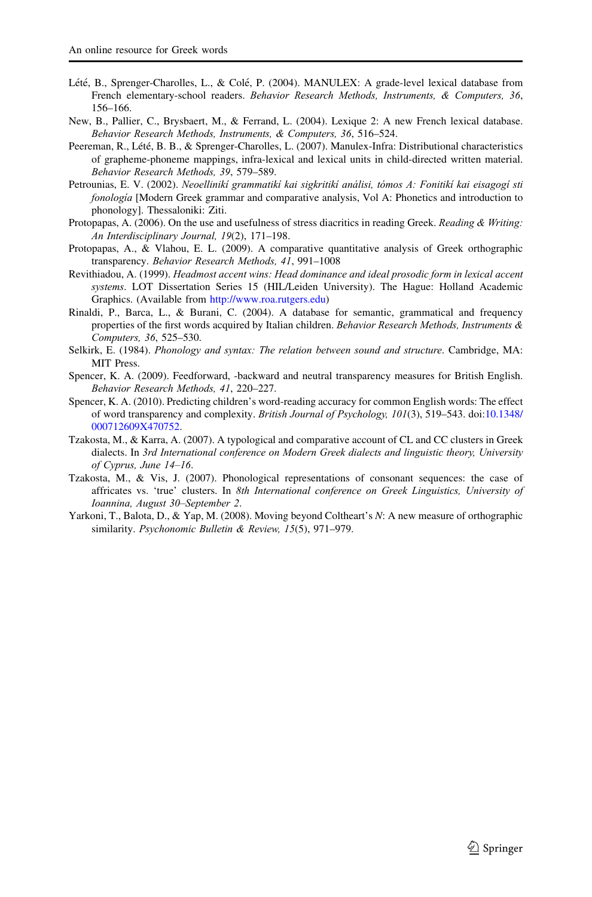Lété, B., Sprenger-Charolles, L., & Colé, P. (2004). MANULEX: A grade-level lexical database from French elementary-school readers. *Behavior Research Methods, Instruments, & Computers, 36*, 156–166.

New, B., Pallier, C., Brysbaert, M., & Ferrand, L. (2004). Lexique 2: A new French lexical database. *Behavior Research Methods, Instruments, & Computers, 36*, 516–524.

Peereman, R., Lété, B. B., & Sprenger-Charolles, L. (2007). Manulex-Infra: Distributional characteristics of grapheme-phoneme mappings, infra-lexical and lexical units in child-directed written material. *Behavior Research Methods, 39*, 579–589.

Petrounias, E. V. (2002). *Neoellinikí grammatikí kai sigkritikí análisi, tómos A: Fonitikí kai eisagogí sti fonología* [Modern Greek grammar and comparative analysis, Vol A: Phonetics and introduction to phonology]. Thessaloniki: Ziti.

Protopapas, A. (2006). On the use and usefulness of stress diacritics in reading Greek. *Reading & Writing: An Interdisciplinary Journal, 19*(2), 171–198.

Protopapas, A., & Vlahou, E. L. (2009). A comparative quantitative analysis of Greek orthographic transparency. *Behavior Research Methods, 41*, 991–1008

Revithiadou, A. (1999). *Headmost accent wins: Head dominance and ideal prosodic form in lexical accent systems*. LOT Dissertation Series 15 (HIL/Leiden University). The Hague: Holland Academic Graphics. (Available from http://www.roa.rutgers.edu)

Rinaldi, P., Barca, L., & Burani, C. (2004). A database for semantic, grammatical and frequency properties of the first words acquired by Italian children. *Behavior Research Methods, Instruments & Computers, 36*, 525–530.

Selkirk, E. (1984). *Phonology and syntax: The relation between sound and structure*. Cambridge, MA: MIT Press.

Spencer, K. A. (2009). Feedforward, -backward and neutral transparency measures for British English. *Behavior Research Methods, 41*, 220–227.

Spencer, K. A. (2010). Predicting children's word-reading accuracy for common English words: The effect of word transparency and complexity. *British Journal of Psychology, 101*(3), 519–543. doi:10.1348/000712609X470752.

Tzakosta, M., & Karra, A. (2007). A typological and comparative account of CL and CC clusters in Greek dialects. In *3rd International conference on Modern Greek dialects and linguistic theory, University of Cyprus, June 14–16*.

Tzakosta, M., & Vis, J. (2007). Phonological representations of consonant sequences: the case of affricates vs. 'true' clusters. In *8th International conference on Greek Linguistics, University of Ioannina, August 30–September 2*.

Yarkoni, T., Balota, D., & Yap, M. (2008). Moving beyond Coltheart's *N*: A new measure of orthographic similarity. *Psychonomic Bulletin & Review, 15*(5), 971–979.